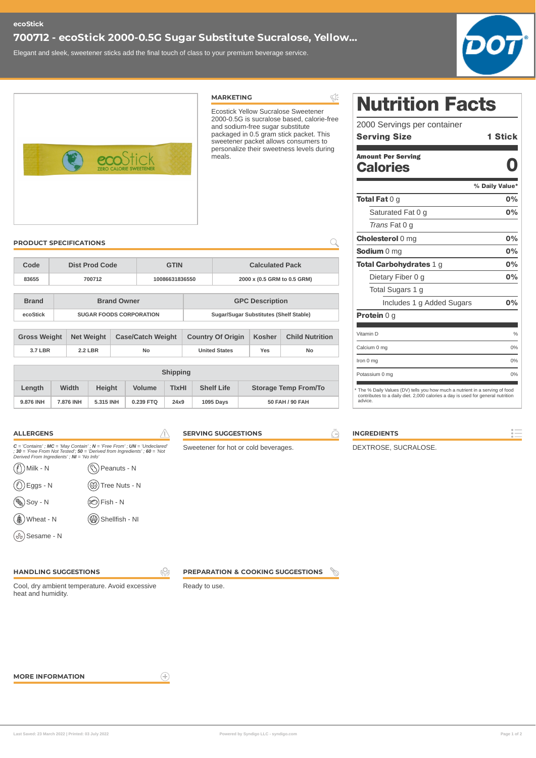ecoStick

# 700712 - ecoStick 2000-0.5G Sugar Substitute Sucralose, Yellow...

Elegant and sleek, sweetener sticks add the final touch of class to your premium beverage service.

## MARKETING

Ecostick Yellow Sucralose Sweetener 2000-0.5G is sucralose based, calorie-free and sodium-free sugar substitute packaged in 0.5 gram stick packet. This sweetener packet allows consumers to personalize their sweetness levels during meals.

## Nutrition Facts

2000 Servings per container

**Serving Size** **1 Stick**

**Amount Per Serving**

**Calories** **0**

| | % Daily Value* |
|---|---|
| **Total Fat** 0 g | 0% |
| Saturated Fat 0 g | 0% |
| *Trans* Fat 0 g | |
| **Cholesterol** 0 mg | 0% |
| **Sodium** 0 mg | 0% |
| **Total Carbohydrates** 1 g | 0% |
| Dietary Fiber 0 g | 0% |
| Total Sugars 1 g | |
| Includes 1 g Added Sugars | 0% |
| **Protein** 0 g | |
| Vitamin D | % |
| Calcium 0 mg | 0% |
| Iron 0 mg | 0% |
| Potassium 0 mg | 0% |

\* The % Daily Values (DV) tells you how much a nutrient in a serving of food contributes to a daily diet. 2,000 calories a day is used for general nutrition advice.

## PRODUCT SPECIFICATIONS

| Code | Dist Prod Code | GTIN | Calculated Pack |
|---|---|---|---|
| 83655 | 700712 | 10086631836550 | 2000 x (0.5 GRM to 0.5 GRM) |

| Brand | Brand Owner | GPC Description |
|---|---|---|
| ecoStick | SUGAR FOODS CORPORATION | Sugar/Sugar Substitutes (Shelf Stable) |

| Gross Weight | Net Weight | Case/Catch Weight | Country Of Origin | Kosher | Child Nutrition |
|---|---|---|---|---|---|
| 3.7 LBR | 2.2 LBR | No | United States | Yes | No |

| Shipping | | | | | | |
|---|---|---|---|---|---|---|
| Length | Width | Height | Volume | TIxHI | Shelf Life | Storage Temp From/To |
| 9.876 INH | 7.876 INH | 5.315 INH | 0.239 FTQ | 24x9 | 1095 Days | 50 FAH / 90 FAH |

## ALLERGENS

*C = 'Contains' ; MC = 'May Contain' ; N = 'Free From' ; UN = 'Undeclared' ; 30 = 'Free From Not Tested'; 50 = 'Derived from Ingredients' ; 60 = 'Not Derived From Ingredients' ; NI = 'No Info'*

- Milk - N
- Peanuts - N
- Eggs - N
- Tree Nuts - N
- Soy - N
- Fish - N
- Wheat - N
- Shellfish - NI
- Sesame - N

## SERVING SUGGESTIONS

Sweetener for hot or cold beverages.

## INGREDIENTS

DEXTROSE, SUCRALOSE.

## HANDLING SUGGESTIONS

Cool, dry ambient temperature. Avoid excessive heat and humidity.

## PREPARATION & COOKING SUGGESTIONS

Ready to use.

## MORE INFORMATION

Last Saved: 23 March 2022 | Printed: 03 July 2022

Powered by Syndigo LLC - syndigo.com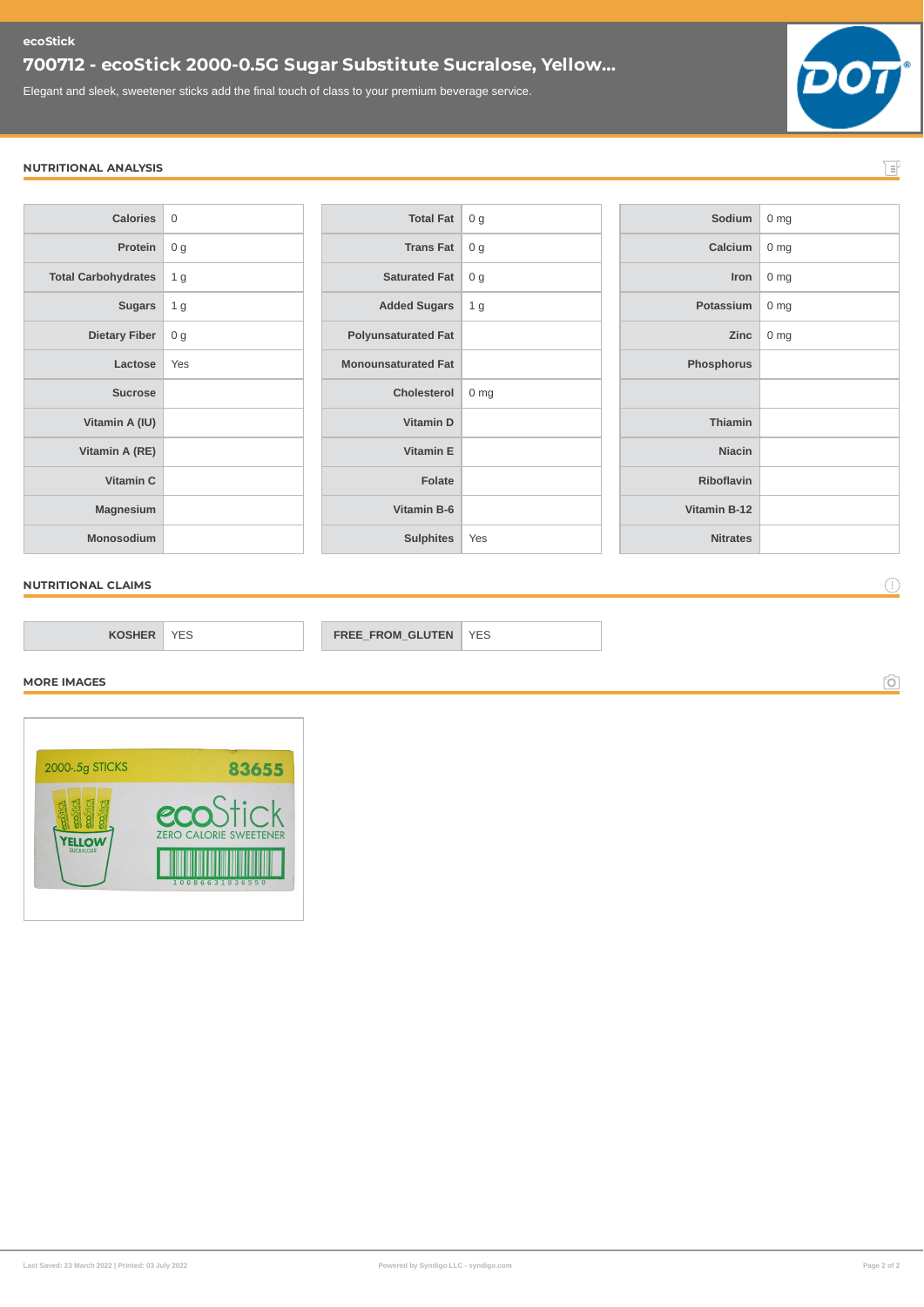ecoStick

# 700712 - ecoStick 2000-0.5G Sugar Substitute Sucralose, Yellow...

Elegant and sleek, sweetener sticks add the final touch of class to your premium beverage service.

## NUTRITIONAL ANALYSIS

| | | | | | |
|---|---|---|---|---|---|
| Calories | 0 | Total Fat | 0 g | Sodium | 0 mg |
| Protein | 0 g | Trans Fat | 0 g | Calcium | 0 mg |
| Total Carbohydrates | 1 g | Saturated Fat | 0 g | Iron | 0 mg |
| Sugars | 1 g | Added Sugars | 1 g | Potassium | 0 mg |
| Dietary Fiber | 0 g | Polyunsaturated Fat | | Zinc | 0 mg |
| Lactose | Yes | Monounsaturated Fat | | Phosphorus | |
| Sucrose | | Cholesterol | 0 mg | | |
| Vitamin A (IU) | | Vitamin D | | Thiamin | |
| Vitamin A (RE) | | Vitamin E | | Niacin | |
| Vitamin C | | Folate | | Riboflavin | |
| Magnesium | | Vitamin B-6 | | Vitamin B-12 | |
| Monosodium | | Sulphites | Yes | Nitrates | |

## NUTRITIONAL CLAIMS

| | | | |
|---|---|---|---|
| KOSHER | YES | FREE_FROM_GLUTEN | YES |

## MORE IMAGES

2000-.5g STICKS 83655

ecoStick ZERO CALORIE SWEETENER

YELLOW SUCRALOSE

10086631836550

Last Saved: 23 March 2022 | Printed: 03 July 2022

Powered by Syndigo LLC - syndigo.com